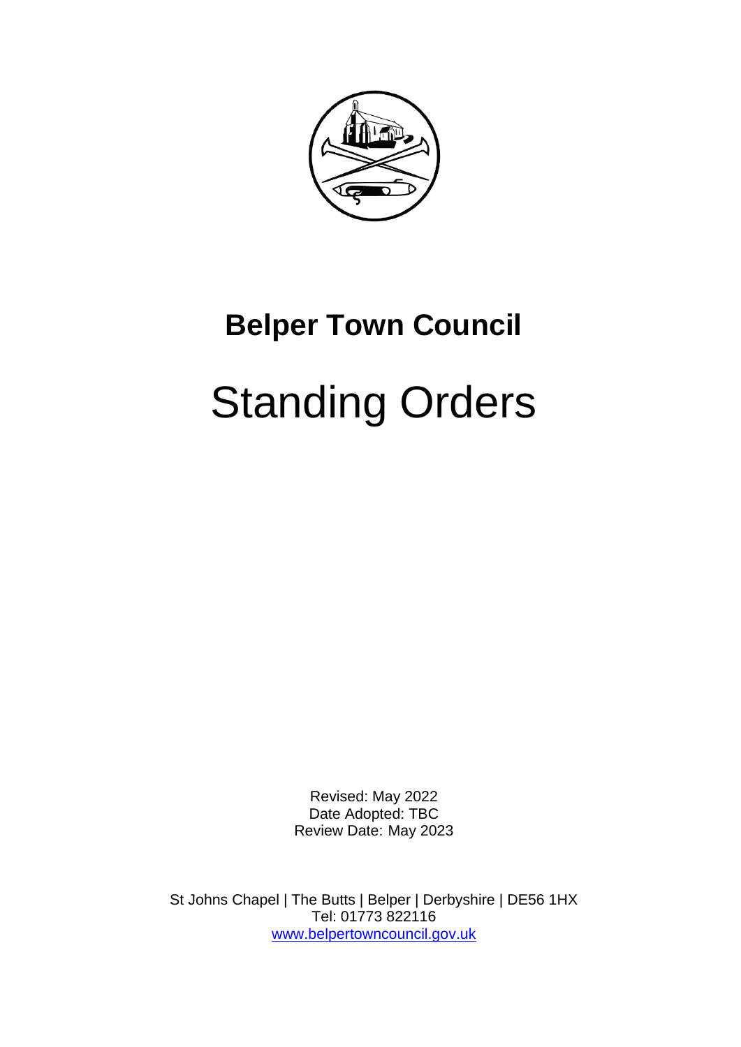# Belper Town Council

# Standing Orders

Revised: May 2022
Date Adopted: TBC
Review Date: May 2023

St Johns Chapel | The Butts | Belper | Derbyshire | DE56 1HX
Tel: 01773 822116
[www.belpertowncouncil.gov.uk](http://www.belpertowncouncil.gov.uk)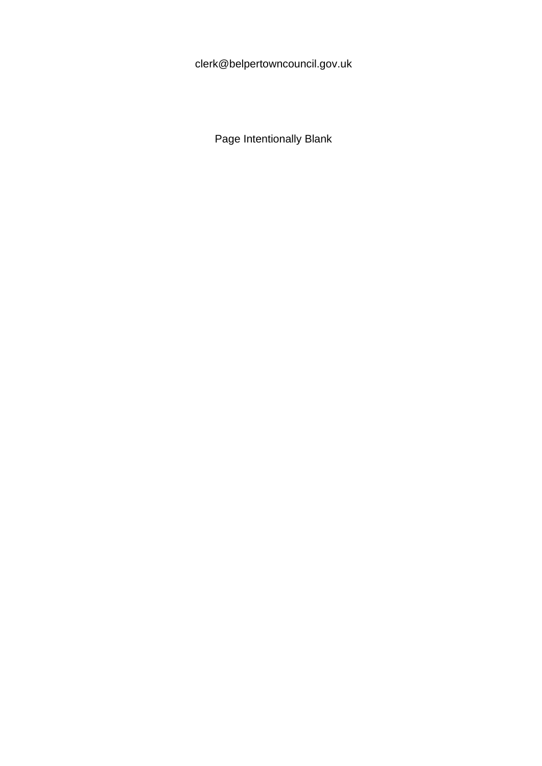clerk@belpertowncouncil.gov.uk

Page Intentionally Blank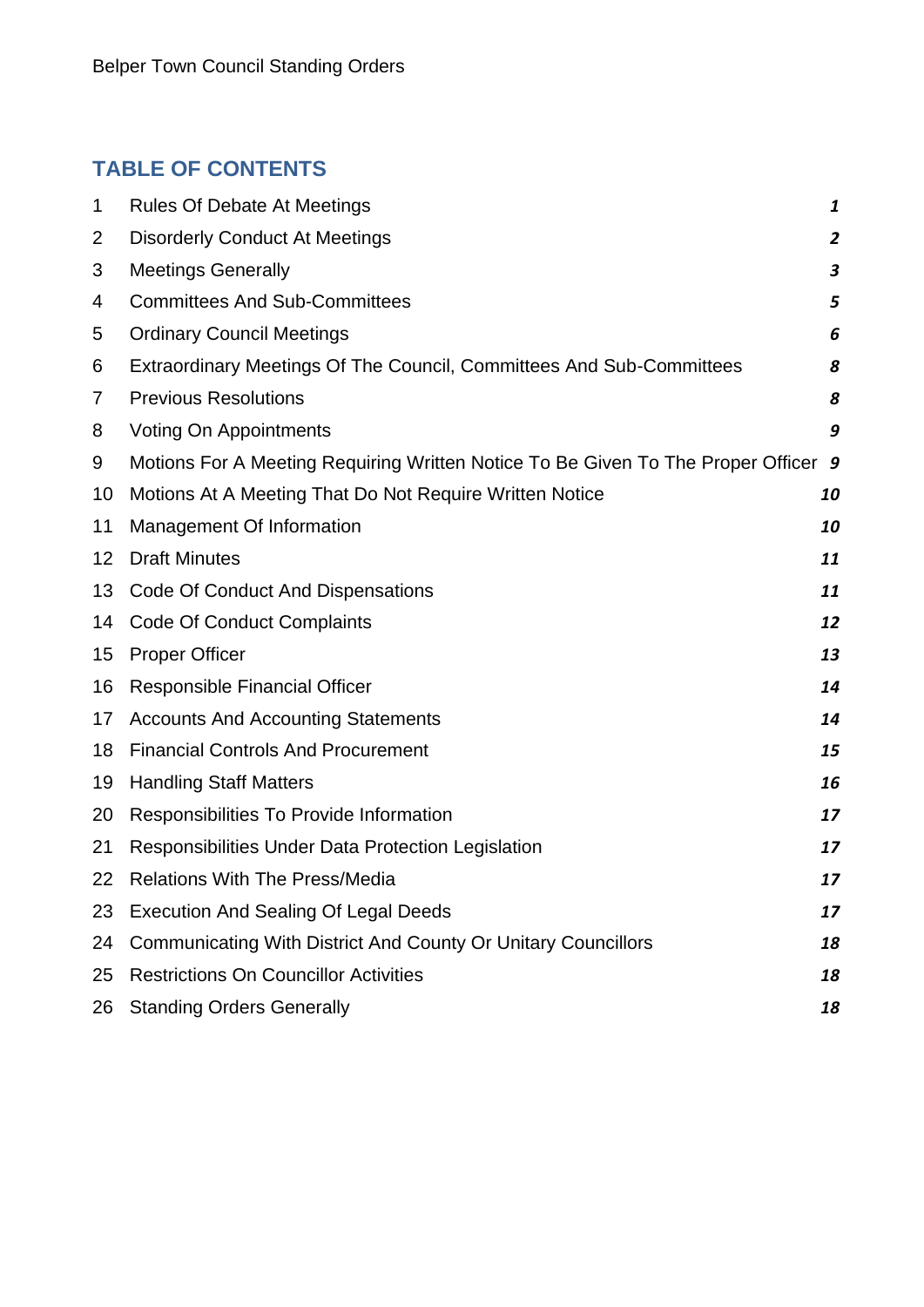## TABLE OF CONTENTS

| | | |
|---|---|---|
| 1 | Rules Of Debate At Meetings | *1* |
| 2 | Disorderly Conduct At Meetings | *2* |
| 3 | Meetings Generally | *3* |
| 4 | Committees And Sub-Committees | *5* |
| 5 | Ordinary Council Meetings | *6* |
| 6 | Extraordinary Meetings Of The Council, Committees And Sub-Committees | *8* |
| 7 | Previous Resolutions | *8* |
| 8 | Voting On Appointments | *9* |
| 9 | Motions For A Meeting Requiring Written Notice To Be Given To The Proper Officer | *9* |
| 10 | Motions At A Meeting That Do Not Require Written Notice | *10* |
| 11 | Management Of Information | *10* |
| 12 | Draft Minutes | *11* |
| 13 | Code Of Conduct And Dispensations | *11* |
| 14 | Code Of Conduct Complaints | *12* |
| 15 | Proper Officer | *13* |
| 16 | Responsible Financial Officer | *14* |
| 17 | Accounts And Accounting Statements | *14* |
| 18 | Financial Controls And Procurement | *15* |
| 19 | Handling Staff Matters | *16* |
| 20 | Responsibilities To Provide Information | *17* |
| 21 | Responsibilities Under Data Protection Legislation | *17* |
| 22 | Relations With The Press/Media | *17* |
| 23 | Execution And Sealing Of Legal Deeds | *17* |
| 24 | Communicating With District And County Or Unitary Councillors | *18* |
| 25 | Restrictions On Councillor Activities | *18* |
| 26 | Standing Orders Generally | *18* |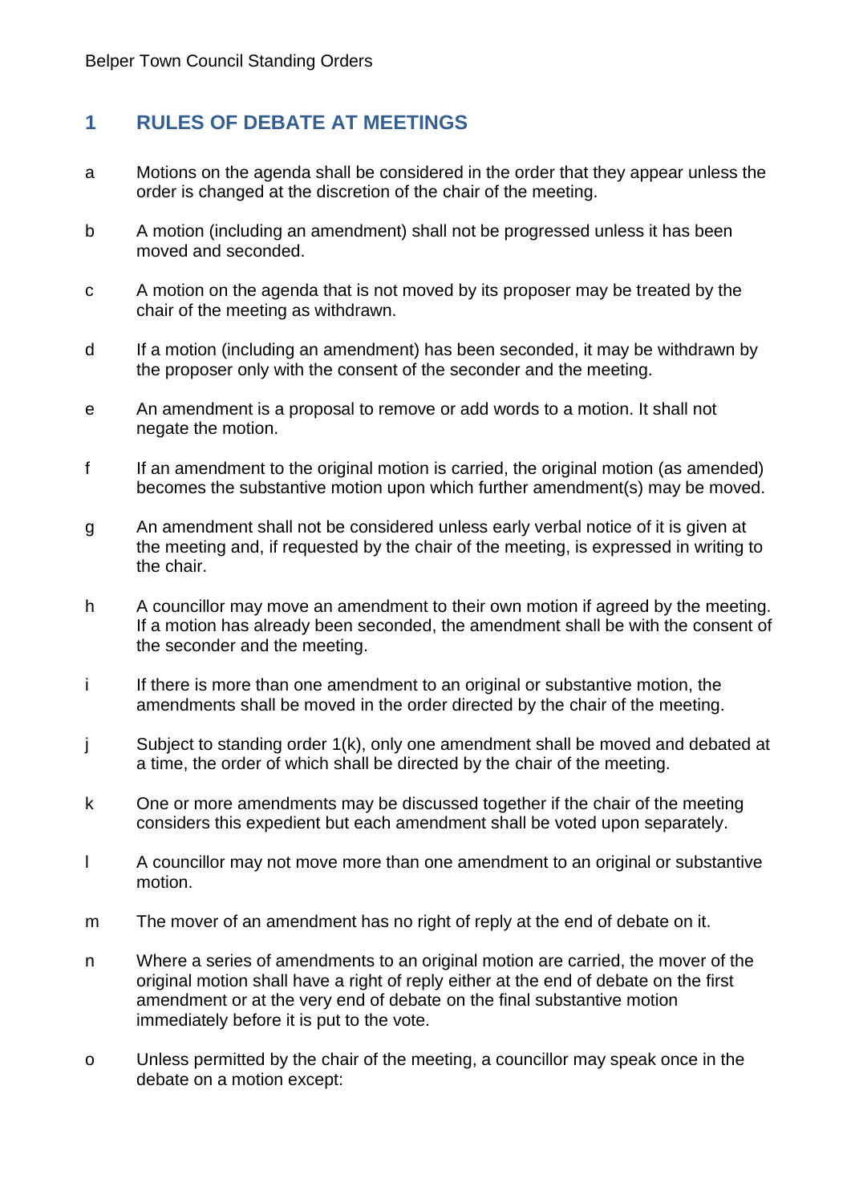# 1 RULES OF DEBATE AT MEETINGS

a Motions on the agenda shall be considered in the order that they appear unless the order is changed at the discretion of the chair of the meeting.

b A motion (including an amendment) shall not be progressed unless it has been moved and seconded.

c A motion on the agenda that is not moved by its proposer may be treated by the chair of the meeting as withdrawn.

d If a motion (including an amendment) has been seconded, it may be withdrawn by the proposer only with the consent of the seconder and the meeting.

e An amendment is a proposal to remove or add words to a motion. It shall not negate the motion.

f If an amendment to the original motion is carried, the original motion (as amended) becomes the substantive motion upon which further amendment(s) may be moved.

g An amendment shall not be considered unless early verbal notice of it is given at the meeting and, if requested by the chair of the meeting, is expressed in writing to the chair.

h A councillor may move an amendment to their own motion if agreed by the meeting. If a motion has already been seconded, the amendment shall be with the consent of the seconder and the meeting.

i If there is more than one amendment to an original or substantive motion, the amendments shall be moved in the order directed by the chair of the meeting.

j Subject to standing order 1(k), only one amendment shall be moved and debated at a time, the order of which shall be directed by the chair of the meeting.

k One or more amendments may be discussed together if the chair of the meeting considers this expedient but each amendment shall be voted upon separately.

l A councillor may not move more than one amendment to an original or substantive motion.

m The mover of an amendment has no right of reply at the end of debate on it.

n Where a series of amendments to an original motion are carried, the mover of the original motion shall have a right of reply either at the end of debate on the first amendment or at the very end of debate on the final substantive motion immediately before it is put to the vote.

o Unless permitted by the chair of the meeting, a councillor may speak once in the debate on a motion except: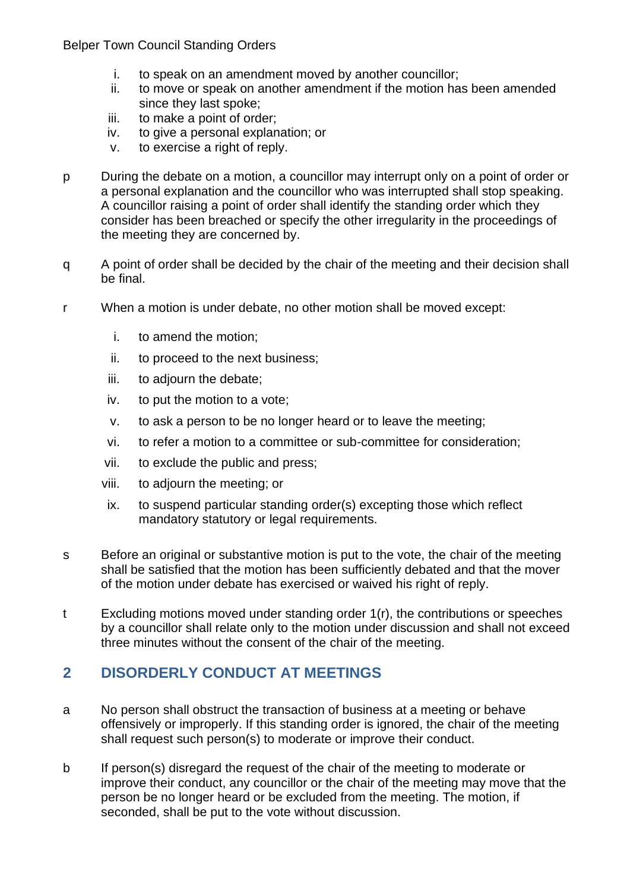- i. to speak on an amendment moved by another councillor;
- ii. to move or speak on another amendment if the motion has been amended since they last spoke;
- iii. to make a point of order;
- iv. to give a personal explanation; or
- v. to exercise a right of reply.

p During the debate on a motion, a councillor may interrupt only on a point of order or a personal explanation and the councillor who was interrupted shall stop speaking. A councillor raising a point of order shall identify the standing order which they consider has been breached or specify the other irregularity in the proceedings of the meeting they are concerned by.

q A point of order shall be decided by the chair of the meeting and their decision shall be final.

r When a motion is under debate, no other motion shall be moved except:

- i. to amend the motion;
- ii. to proceed to the next business;
- iii. to adjourn the debate;
- iv. to put the motion to a vote;
- v. to ask a person to be no longer heard or to leave the meeting;
- vi. to refer a motion to a committee or sub-committee for consideration;
- vii. to exclude the public and press;
- viii. to adjourn the meeting; or
- ix. to suspend particular standing order(s) excepting those which reflect mandatory statutory or legal requirements.

s Before an original or substantive motion is put to the vote, the chair of the meeting shall be satisfied that the motion has been sufficiently debated and that the mover of the motion under debate has exercised or waived his right of reply.

t Excluding motions moved under standing order 1(r), the contributions or speeches by a councillor shall relate only to the motion under discussion and shall not exceed three minutes without the consent of the chair of the meeting.

## 2 DISORDERLY CONDUCT AT MEETINGS

a No person shall obstruct the transaction of business at a meeting or behave offensively or improperly. If this standing order is ignored, the chair of the meeting shall request such person(s) to moderate or improve their conduct.

b If person(s) disregard the request of the chair of the meeting to moderate or improve their conduct, any councillor or the chair of the meeting may move that the person be no longer heard or be excluded from the meeting. The motion, if seconded, shall be put to the vote without discussion.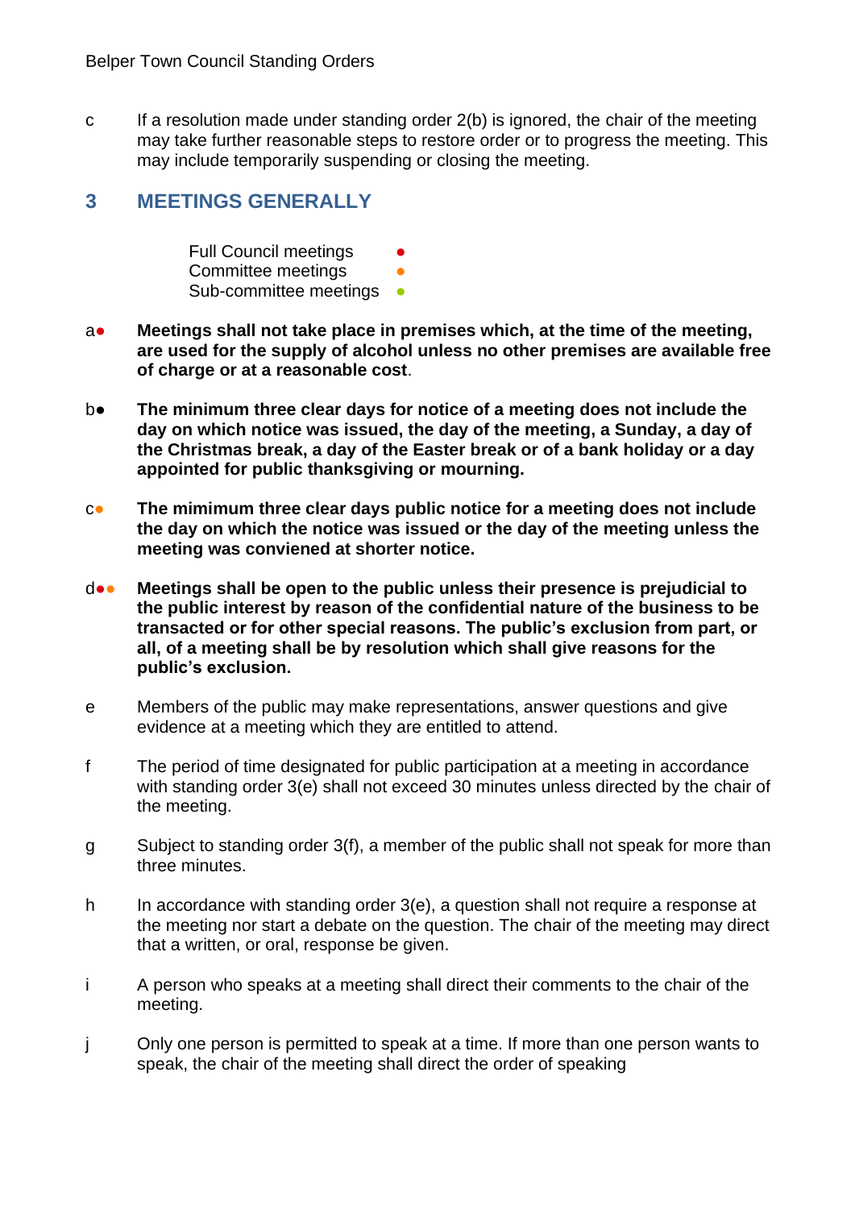c If a resolution made under standing order 2(b) is ignored, the chair of the meeting may take further reasonable steps to restore order or to progress the meeting. This may include temporarily suspending or closing the meeting.

## 3 MEETINGS GENERALLY

Full Council meetings ●
Committee meetings ●
Sub-committee meetings ●

a● **Meetings shall not take place in premises which, at the time of the meeting, are used for the supply of alcohol unless no other premises are available free of charge or at a reasonable cost**.

b● **The minimum three clear days for notice of a meeting does not include the day on which notice was issued, the day of the meeting, a Sunday, a day of the Christmas break, a day of the Easter break or of a bank holiday or a day appointed for public thanksgiving or mourning.**

c● **The mimimum three clear days public notice for a meeting does not include the day on which the notice was issued or the day of the meeting unless the meeting was conviened at shorter notice.**

d●● **Meetings shall be open to the public unless their presence is prejudicial to the public interest by reason of the confidential nature of the business to be transacted or for other special reasons. The public's exclusion from part, or all, of a meeting shall be by resolution which shall give reasons for the public's exclusion.**

e Members of the public may make representations, answer questions and give evidence at a meeting which they are entitled to attend.

f The period of time designated for public participation at a meeting in accordance with standing order 3(e) shall not exceed 30 minutes unless directed by the chair of the meeting.

g Subject to standing order 3(f), a member of the public shall not speak for more than three minutes.

h In accordance with standing order 3(e), a question shall not require a response at the meeting nor start a debate on the question. The chair of the meeting may direct that a written, or oral, response be given.

i A person who speaks at a meeting shall direct their comments to the chair of the meeting.

j Only one person is permitted to speak at a time. If more than one person wants to speak, the chair of the meeting shall direct the order of speaking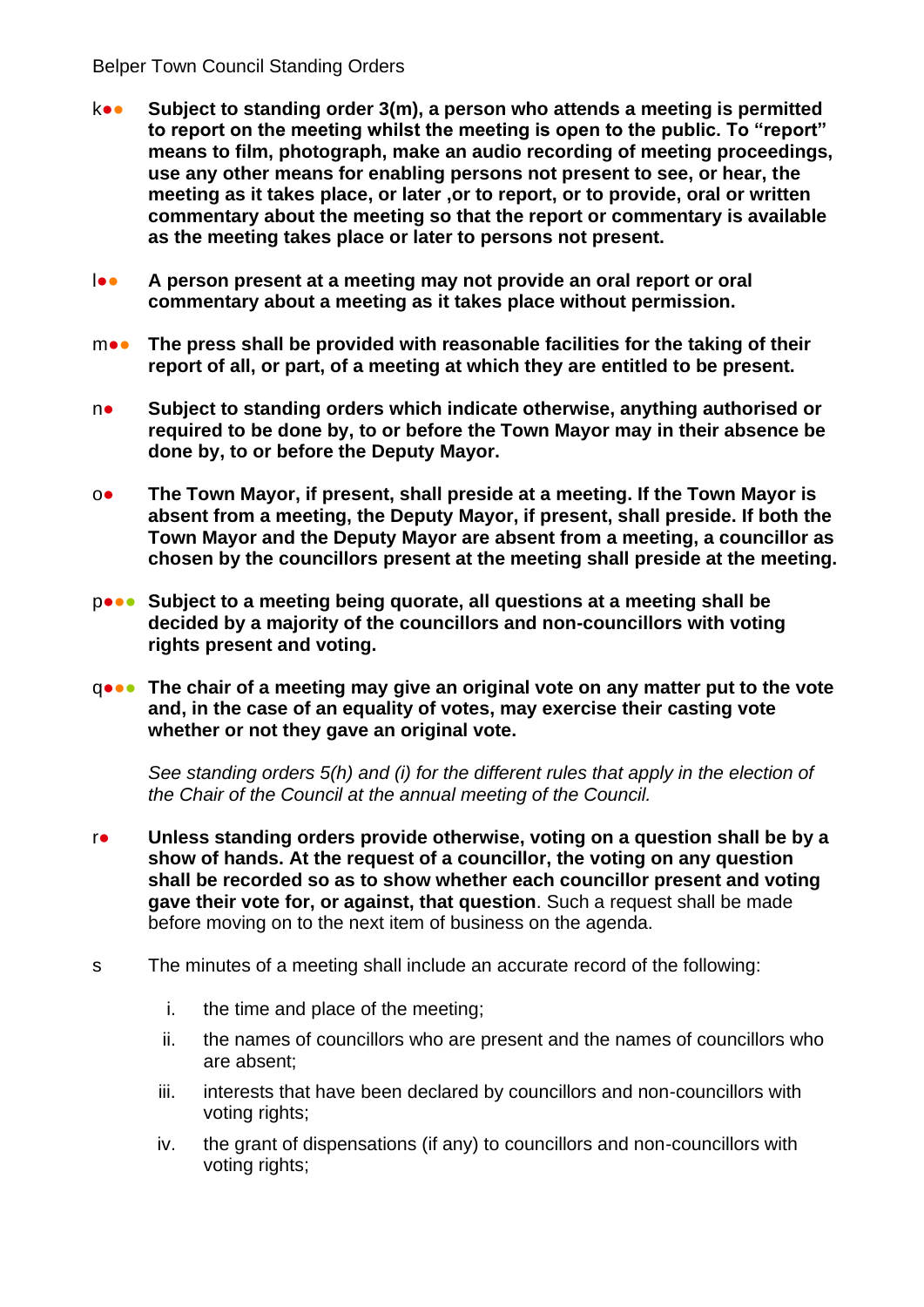k●● **Subject to standing order 3(m), a person who attends a meeting is permitted to report on the meeting whilst the meeting is open to the public. To "report" means to film, photograph, make an audio recording of meeting proceedings, use any other means for enabling persons not present to see, or hear, the meeting as it takes place, or later ,or to report, or to provide, oral or written commentary about the meeting so that the report or commentary is available as the meeting takes place or later to persons not present.**

l●● **A person present at a meeting may not provide an oral report or oral commentary about a meeting as it takes place without permission.**

m●● **The press shall be provided with reasonable facilities for the taking of their report of all, or part, of a meeting at which they are entitled to be present.**

n● **Subject to standing orders which indicate otherwise, anything authorised or required to be done by, to or before the Town Mayor may in their absence be done by, to or before the Deputy Mayor.**

o● **The Town Mayor, if present, shall preside at a meeting. If the Town Mayor is absent from a meeting, the Deputy Mayor, if present, shall preside. If both the Town Mayor and the Deputy Mayor are absent from a meeting, a councillor as chosen by the councillors present at the meeting shall preside at the meeting.**

p●●● **Subject to a meeting being quorate, all questions at a meeting shall be decided by a majority of the councillors and non-councillors with voting rights present and voting.**

q●●● **The chair of a meeting may give an original vote on any matter put to the vote and, in the case of an equality of votes, may exercise their casting vote whether or not they gave an original vote.**

*See standing orders 5(h) and (i) for the different rules that apply in the election of the Chair of the Council at the annual meeting of the Council.*

r● **Unless standing orders provide otherwise, voting on a question shall be by a show of hands. At the request of a councillor, the voting on any question shall be recorded so as to show whether each councillor present and voting gave their vote for, or against, that question**. Such a request shall be made before moving on to the next item of business on the agenda.

s The minutes of a meeting shall include an accurate record of the following:

i. the time and place of the meeting;
ii. the names of councillors who are present and the names of councillors who are absent;
iii. interests that have been declared by councillors and non-councillors with voting rights;
iv. the grant of dispensations (if any) to councillors and non-councillors with voting rights;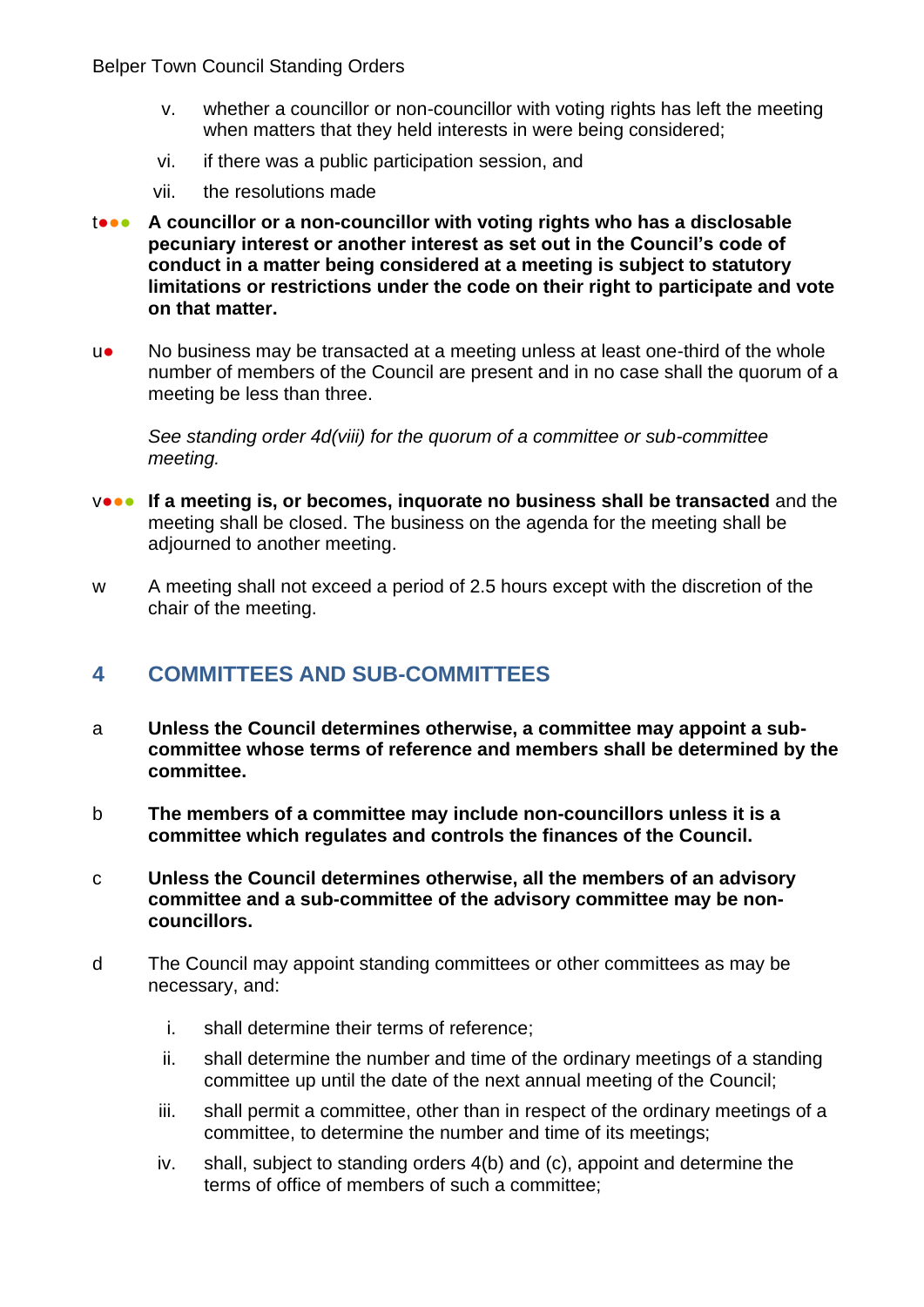v. whether a councillor or non-councillor with voting rights has left the meeting when matters that they held interests in were being considered;

vi. if there was a public participation session, and

vii. the resolutions made

t●●● **A councillor or a non-councillor with voting rights who has a disclosable pecuniary interest or another interest as set out in the Council's code of conduct in a matter being considered at a meeting is subject to statutory limitations or restrictions under the code on their right to participate and vote on that matter.**

u● No business may be transacted at a meeting unless at least one-third of the whole number of members of the Council are present and in no case shall the quorum of a meeting be less than three.

*See standing order 4d(viii) for the quorum of a committee or sub-committee meeting.*

v●●● **If a meeting is, or becomes, inquorate no business shall be transacted** and the meeting shall be closed. The business on the agenda for the meeting shall be adjourned to another meeting.

w A meeting shall not exceed a period of 2.5 hours except with the discretion of the chair of the meeting.

## 4 COMMITTEES AND SUB-COMMITTEES

a **Unless the Council determines otherwise, a committee may appoint a sub-committee whose terms of reference and members shall be determined by the committee.**

b **The members of a committee may include non-councillors unless it is a committee which regulates and controls the finances of the Council.**

c **Unless the Council determines otherwise, all the members of an advisory committee and a sub-committee of the advisory committee may be non-councillors.**

d The Council may appoint standing committees or other committees as may be necessary, and:

i. shall determine their terms of reference;

ii. shall determine the number and time of the ordinary meetings of a standing committee up until the date of the next annual meeting of the Council;

iii. shall permit a committee, other than in respect of the ordinary meetings of a committee, to determine the number and time of its meetings;

iv. shall, subject to standing orders 4(b) and (c), appoint and determine the terms of office of members of such a committee;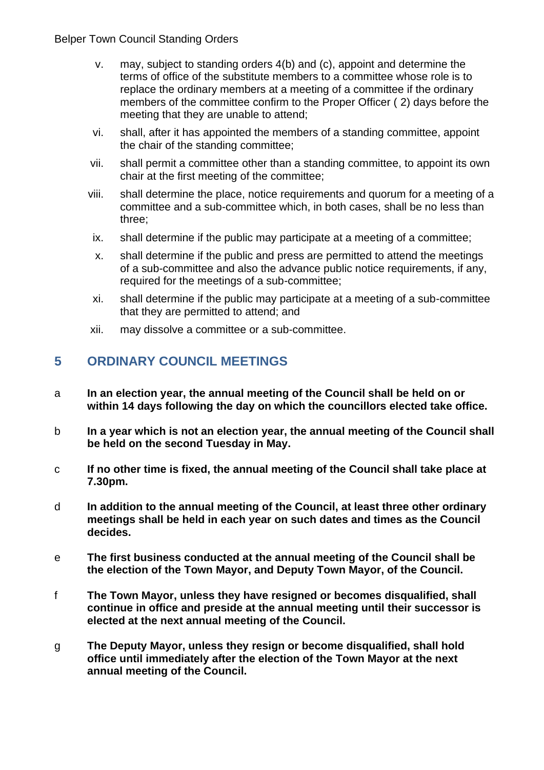v. may, subject to standing orders 4(b) and (c), appoint and determine the terms of office of the substitute members to a committee whose role is to replace the ordinary members at a meeting of a committee if the ordinary members of the committee confirm to the Proper Officer ( 2) days before the meeting that they are unable to attend;

vi. shall, after it has appointed the members of a standing committee, appoint the chair of the standing committee;

vii. shall permit a committee other than a standing committee, to appoint its own chair at the first meeting of the committee;

viii. shall determine the place, notice requirements and quorum for a meeting of a committee and a sub-committee which, in both cases, shall be no less than three;

ix. shall determine if the public may participate at a meeting of a committee;

x. shall determine if the public and press are permitted to attend the meetings of a sub-committee and also the advance public notice requirements, if any, required for the meetings of a sub-committee;

xi. shall determine if the public may participate at a meeting of a sub-committee that they are permitted to attend; and

xii. may dissolve a committee or a sub-committee.

## 5 ORDINARY COUNCIL MEETINGS

a **In an election year, the annual meeting of the Council shall be held on or within 14 days following the day on which the councillors elected take office.**

b **In a year which is not an election year, the annual meeting of the Council shall be held on the second Tuesday in May.**

c **If no other time is fixed, the annual meeting of the Council shall take place at 7.30pm.**

d **In addition to the annual meeting of the Council, at least three other ordinary meetings shall be held in each year on such dates and times as the Council decides.**

e **The first business conducted at the annual meeting of the Council shall be the election of the Town Mayor, and Deputy Town Mayor, of the Council.**

f **The Town Mayor, unless they have resigned or becomes disqualified, shall continue in office and preside at the annual meeting until their successor is elected at the next annual meeting of the Council.**

g **The Deputy Mayor, unless they resign or become disqualified, shall hold office until immediately after the election of the Town Mayor at the next annual meeting of the Council.**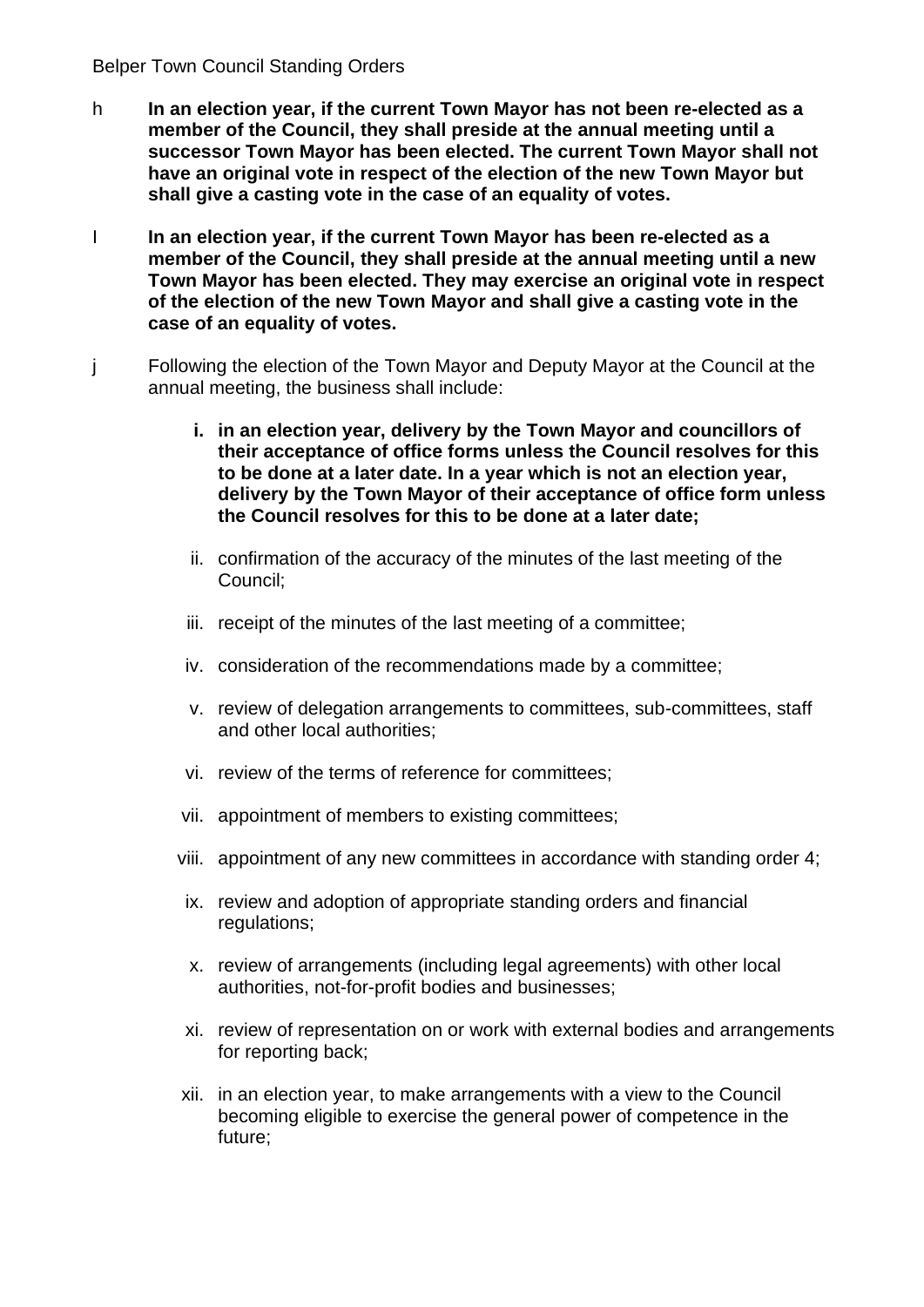h **In an election year, if the current Town Mayor has not been re-elected as a member of the Council, they shall preside at the annual meeting until a successor Town Mayor has been elected. The current Town Mayor shall not have an original vote in respect of the election of the new Town Mayor but shall give a casting vote in the case of an equality of votes.**

I **In an election year, if the current Town Mayor has been re-elected as a member of the Council, they shall preside at the annual meeting until a new Town Mayor has been elected. They may exercise an original vote in respect of the election of the new Town Mayor and shall give a casting vote in the case of an equality of votes.**

j Following the election of the Town Mayor and Deputy Mayor at the Council at the annual meeting, the business shall include:

i. **in an election year, delivery by the Town Mayor and councillors of their acceptance of office forms unless the Council resolves for this to be done at a later date. In a year which is not an election year, delivery by the Town Mayor of their acceptance of office form unless the Council resolves for this to be done at a later date;**

ii. confirmation of the accuracy of the minutes of the last meeting of the Council;

iii. receipt of the minutes of the last meeting of a committee;

iv. consideration of the recommendations made by a committee;

v. review of delegation arrangements to committees, sub-committees, staff and other local authorities;

vi. review of the terms of reference for committees;

vii. appointment of members to existing committees;

viii. appointment of any new committees in accordance with standing order 4;

ix. review and adoption of appropriate standing orders and financial regulations;

x. review of arrangements (including legal agreements) with other local authorities, not-for-profit bodies and businesses;

xi. review of representation on or work with external bodies and arrangements for reporting back;

xii. in an election year, to make arrangements with a view to the Council becoming eligible to exercise the general power of competence in the future;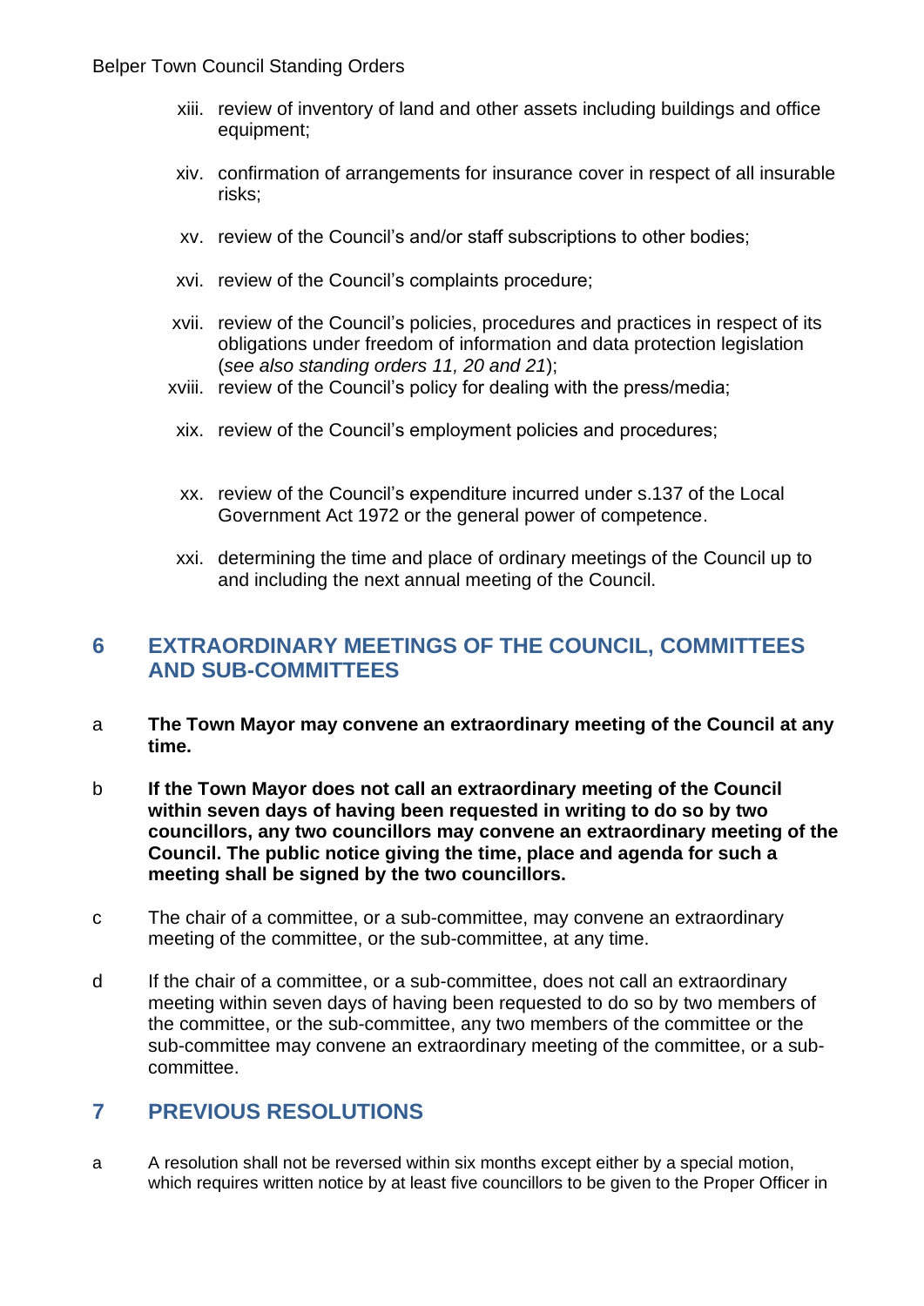xiii. review of inventory of land and other assets including buildings and office equipment;

xiv. confirmation of arrangements for insurance cover in respect of all insurable risks;

xv. review of the Council's and/or staff subscriptions to other bodies;

xvi. review of the Council's complaints procedure;

xvii. review of the Council's policies, procedures and practices in respect of its obligations under freedom of information and data protection legislation (*see also standing orders 11, 20 and 21*);

xviii. review of the Council's policy for dealing with the press/media;

xix. review of the Council's employment policies and procedures;

xx. review of the Council's expenditure incurred under s.137 of the Local Government Act 1972 or the general power of competence.

xxi. determining the time and place of ordinary meetings of the Council up to and including the next annual meeting of the Council.

## 6 EXTRAORDINARY MEETINGS OF THE COUNCIL, COMMITTEES AND SUB-COMMITTEES

a **The Town Mayor may convene an extraordinary meeting of the Council at any time.**

b **If the Town Mayor does not call an extraordinary meeting of the Council within seven days of having been requested in writing to do so by two councillors, any two councillors may convene an extraordinary meeting of the Council. The public notice giving the time, place and agenda for such a meeting shall be signed by the two councillors.**

c The chair of a committee, or a sub-committee, may convene an extraordinary meeting of the committee, or the sub-committee, at any time.

d If the chair of a committee, or a sub-committee, does not call an extraordinary meeting within seven days of having been requested to do so by two members of the committee, or the sub-committee, any two members of the committee or the sub-committee may convene an extraordinary meeting of the committee, or a sub-committee.

## 7 PREVIOUS RESOLUTIONS

a A resolution shall not be reversed within six months except either by a special motion, which requires written notice by at least five councillors to be given to the Proper Officer in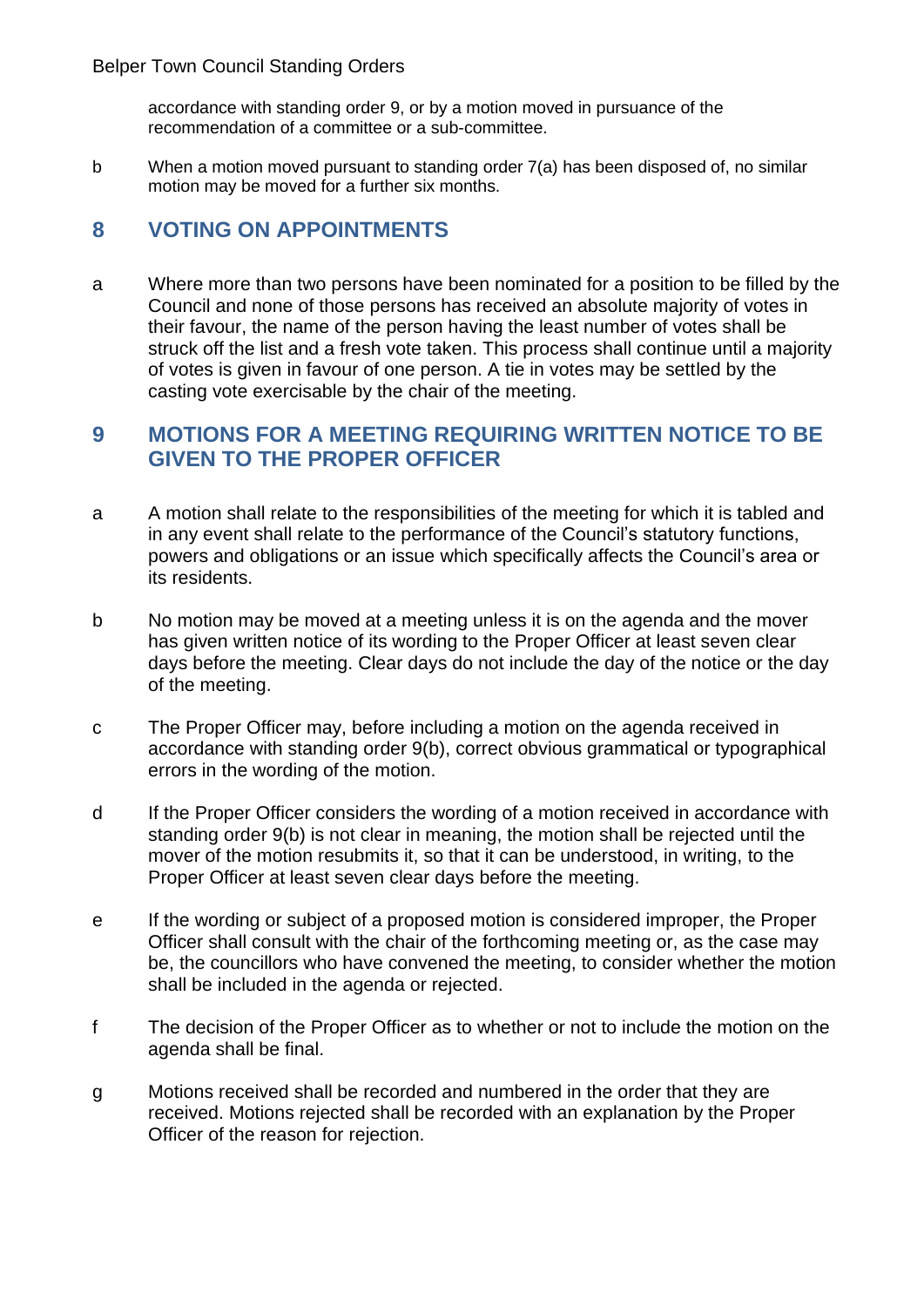accordance with standing order 9, or by a motion moved in pursuance of the recommendation of a committee or a sub-committee.

b When a motion moved pursuant to standing order 7(a) has been disposed of, no similar motion may be moved for a further six months.

## 8 VOTING ON APPOINTMENTS

a Where more than two persons have been nominated for a position to be filled by the Council and none of those persons has received an absolute majority of votes in their favour, the name of the person having the least number of votes shall be struck off the list and a fresh vote taken. This process shall continue until a majority of votes is given in favour of one person. A tie in votes may be settled by the casting vote exercisable by the chair of the meeting.

## 9 MOTIONS FOR A MEETING REQUIRING WRITTEN NOTICE TO BE GIVEN TO THE PROPER OFFICER

a A motion shall relate to the responsibilities of the meeting for which it is tabled and in any event shall relate to the performance of the Council's statutory functions, powers and obligations or an issue which specifically affects the Council's area or its residents.

b No motion may be moved at a meeting unless it is on the agenda and the mover has given written notice of its wording to the Proper Officer at least seven clear days before the meeting. Clear days do not include the day of the notice or the day of the meeting.

c The Proper Officer may, before including a motion on the agenda received in accordance with standing order 9(b), correct obvious grammatical or typographical errors in the wording of the motion.

d If the Proper Officer considers the wording of a motion received in accordance with standing order 9(b) is not clear in meaning, the motion shall be rejected until the mover of the motion resubmits it, so that it can be understood, in writing, to the Proper Officer at least seven clear days before the meeting.

e If the wording or subject of a proposed motion is considered improper, the Proper Officer shall consult with the chair of the forthcoming meeting or, as the case may be, the councillors who have convened the meeting, to consider whether the motion shall be included in the agenda or rejected.

f The decision of the Proper Officer as to whether or not to include the motion on the agenda shall be final.

g Motions received shall be recorded and numbered in the order that they are received. Motions rejected shall be recorded with an explanation by the Proper Officer of the reason for rejection.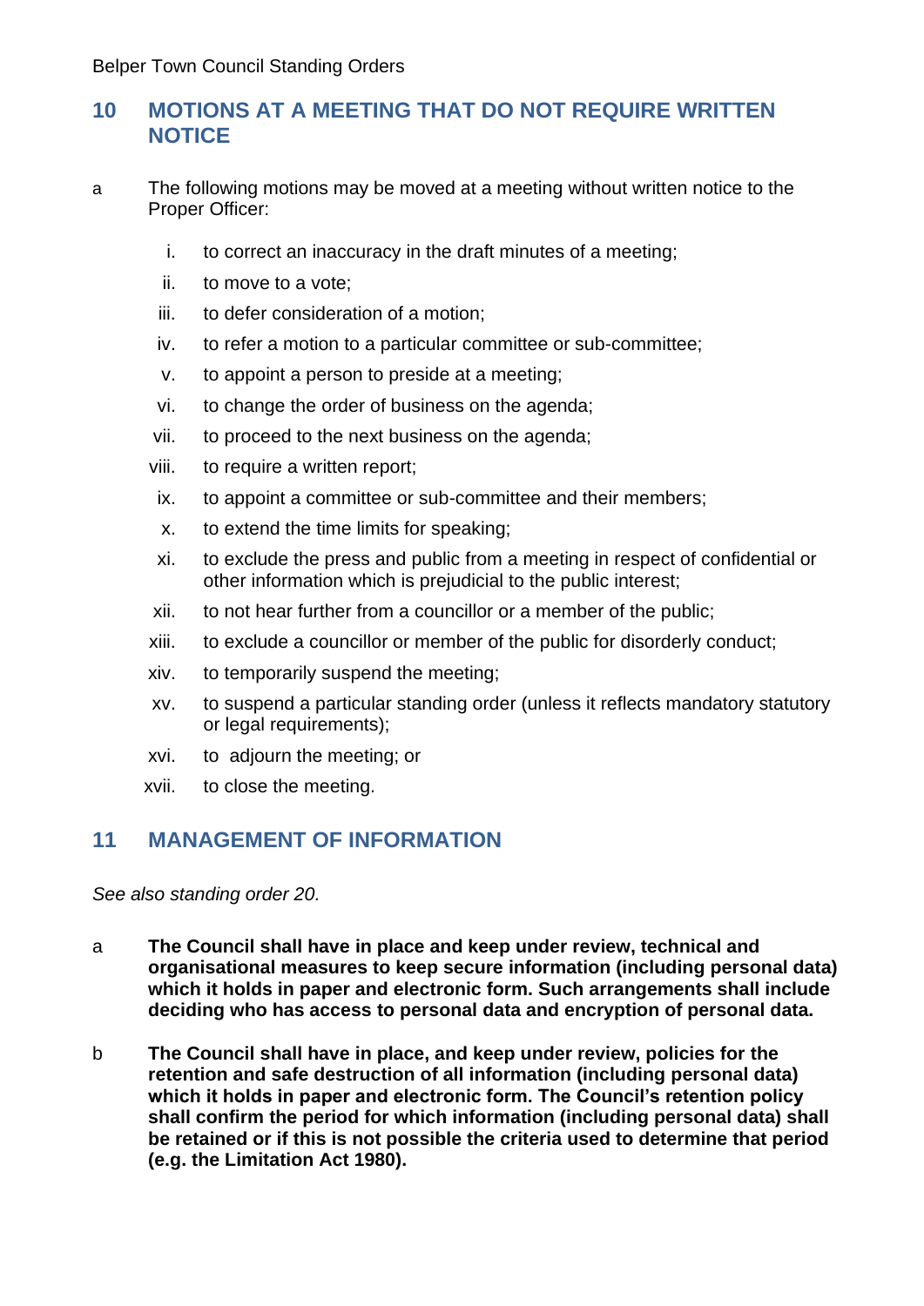## 10 MOTIONS AT A MEETING THAT DO NOT REQUIRE WRITTEN NOTICE

a The following motions may be moved at a meeting without written notice to the Proper Officer:

i. to correct an inaccuracy in the draft minutes of a meeting;

ii. to move to a vote;

iii. to defer consideration of a motion;

iv. to refer a motion to a particular committee or sub-committee;

v. to appoint a person to preside at a meeting;

vi. to change the order of business on the agenda;

vii. to proceed to the next business on the agenda;

viii. to require a written report;

ix. to appoint a committee or sub-committee and their members;

x. to extend the time limits for speaking;

xi. to exclude the press and public from a meeting in respect of confidential or other information which is prejudicial to the public interest;

xii. to not hear further from a councillor or a member of the public;

xiii. to exclude a councillor or member of the public for disorderly conduct;

xiv. to temporarily suspend the meeting;

xv. to suspend a particular standing order (unless it reflects mandatory statutory or legal requirements);

xvi. to adjourn the meeting; or

xvii. to close the meeting.

## 11 MANAGEMENT OF INFORMATION

*See also standing order 20.*

a **The Council shall have in place and keep under review, technical and organisational measures to keep secure information (including personal data) which it holds in paper and electronic form. Such arrangements shall include deciding who has access to personal data and encryption of personal data.**

b **The Council shall have in place, and keep under review, policies for the retention and safe destruction of all information (including personal data) which it holds in paper and electronic form. The Council's retention policy shall confirm the period for which information (including personal data) shall be retained or if this is not possible the criteria used to determine that period (e.g. the Limitation Act 1980).**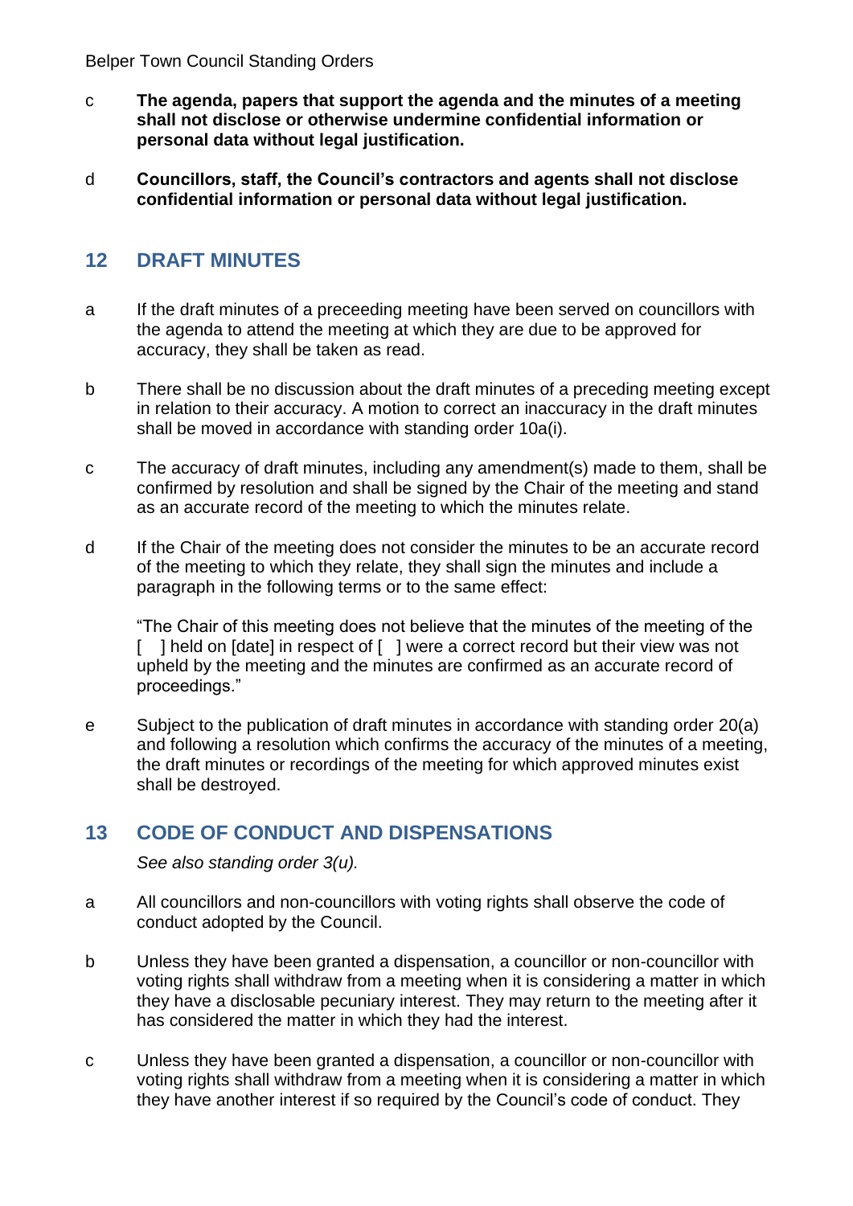c **The agenda, papers that support the agenda and the minutes of a meeting shall not disclose or otherwise undermine confidential information or personal data without legal justification.**

d **Councillors, staff, the Council's contractors and agents shall not disclose confidential information or personal data without legal justification.**

## 12 DRAFT MINUTES

a If the draft minutes of a preceeding meeting have been served on councillors with the agenda to attend the meeting at which they are due to be approved for accuracy, they shall be taken as read.

b There shall be no discussion about the draft minutes of a preceding meeting except in relation to their accuracy. A motion to correct an inaccuracy in the draft minutes shall be moved in accordance with standing order 10a(i).

c The accuracy of draft minutes, including any amendment(s) made to them, shall be confirmed by resolution and shall be signed by the Chair of the meeting and stand as an accurate record of the meeting to which the minutes relate.

d If the Chair of the meeting does not consider the minutes to be an accurate record of the meeting to which they relate, they shall sign the minutes and include a paragraph in the following terms or to the same effect:

"The Chair of this meeting does not believe that the minutes of the meeting of the [ ] held on [date] in respect of [ ] were a correct record but their view was not upheld by the meeting and the minutes are confirmed as an accurate record of proceedings."

e Subject to the publication of draft minutes in accordance with standing order 20(a) and following a resolution which confirms the accuracy of the minutes of a meeting, the draft minutes or recordings of the meeting for which approved minutes exist shall be destroyed.

## 13 CODE OF CONDUCT AND DISPENSATIONS

*See also standing order 3(u).*

a All councillors and non-councillors with voting rights shall observe the code of conduct adopted by the Council.

b Unless they have been granted a dispensation, a councillor or non-councillor with voting rights shall withdraw from a meeting when it is considering a matter in which they have a disclosable pecuniary interest. They may return to the meeting after it has considered the matter in which they had the interest.

c Unless they have been granted a dispensation, a councillor or non-councillor with voting rights shall withdraw from a meeting when it is considering a matter in which they have another interest if so required by the Council's code of conduct. They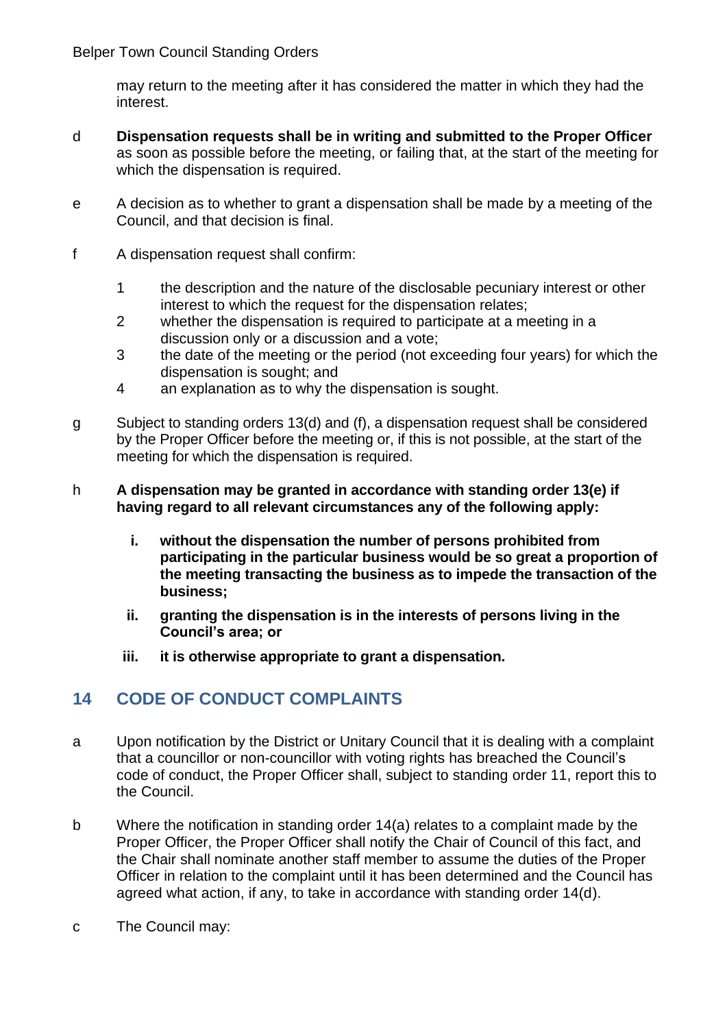may return to the meeting after it has considered the matter in which they had the interest.

d **Dispensation requests shall be in writing and submitted to the Proper Officer** as soon as possible before the meeting, or failing that, at the start of the meeting for which the dispensation is required.

e A decision as to whether to grant a dispensation shall be made by a meeting of the Council, and that decision is final.

f A dispensation request shall confirm:

1. the description and the nature of the disclosable pecuniary interest or other interest to which the request for the dispensation relates;
2. whether the dispensation is required to participate at a meeting in a discussion only or a discussion and a vote;
3. the date of the meeting or the period (not exceeding four years) for which the dispensation is sought; and
4. an explanation as to why the dispensation is sought.

g Subject to standing orders 13(d) and (f), a dispensation request shall be considered by the Proper Officer before the meeting or, if this is not possible, at the start of the meeting for which the dispensation is required.

h **A dispensation may be granted in accordance with standing order 13(e) if having regard to all relevant circumstances any of the following apply:**

- **i. without the dispensation the number of persons prohibited from participating in the particular business would be so great a proportion of the meeting transacting the business as to impede the transaction of the business;**
- **ii. granting the dispensation is in the interests of persons living in the Council's area; or**
- **iii. it is otherwise appropriate to grant a dispensation.**

## 14 CODE OF CONDUCT COMPLAINTS

a Upon notification by the District or Unitary Council that it is dealing with a complaint that a councillor or non-councillor with voting rights has breached the Council's code of conduct, the Proper Officer shall, subject to standing order 11, report this to the Council.

b Where the notification in standing order 14(a) relates to a complaint made by the Proper Officer, the Proper Officer shall notify the Chair of Council of this fact, and the Chair shall nominate another staff member to assume the duties of the Proper Officer in relation to the complaint until it has been determined and the Council has agreed what action, if any, to take in accordance with standing order 14(d).

c The Council may: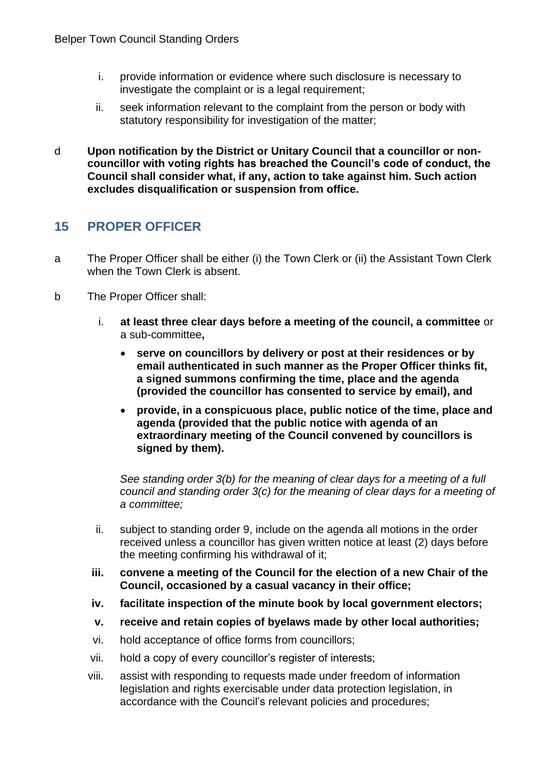i. provide information or evidence where such disclosure is necessary to investigate the complaint or is a legal requirement;

ii. seek information relevant to the complaint from the person or body with statutory responsibility for investigation of the matter;

d **Upon notification by the District or Unitary Council that a councillor or non-councillor with voting rights has breached the Council's code of conduct, the Council shall consider what, if any, action to take against him. Such action excludes disqualification or suspension from office.**

## 15 PROPER OFFICER

a The Proper Officer shall be either (i) the Town Clerk or (ii) the Assistant Town Clerk when the Town Clerk is absent.

b The Proper Officer shall:

i. **at least three clear days before a meeting of the council, a committee** or a sub-committee**,**

- **serve on councillors by delivery or post at their residences or by email authenticated in such manner as the Proper Officer thinks fit, a signed summons confirming the time, place and the agenda (provided the councillor has consented to service by email), and**
- **provide, in a conspicuous place, public notice of the time, place and agenda (provided that the public notice with agenda of an extraordinary meeting of the Council convened by councillors is signed by them).**

*See standing order 3(b) for the meaning of clear days for a meeting of a full council and standing order 3(c) for the meaning of clear days for a meeting of a committee;*

ii. subject to standing order 9, include on the agenda all motions in the order received unless a councillor has given written notice at least (2) days before the meeting confirming his withdrawal of it;

**iii. convene a meeting of the Council for the election of a new Chair of the Council, occasioned by a casual vacancy in their office;**

**iv. facilitate inspection of the minute book by local government electors;**

**v. receive and retain copies of byelaws made by other local authorities;**

vi. hold acceptance of office forms from councillors;

vii. hold a copy of every councillor's register of interests;

viii. assist with responding to requests made under freedom of information legislation and rights exercisable under data protection legislation, in accordance with the Council's relevant policies and procedures;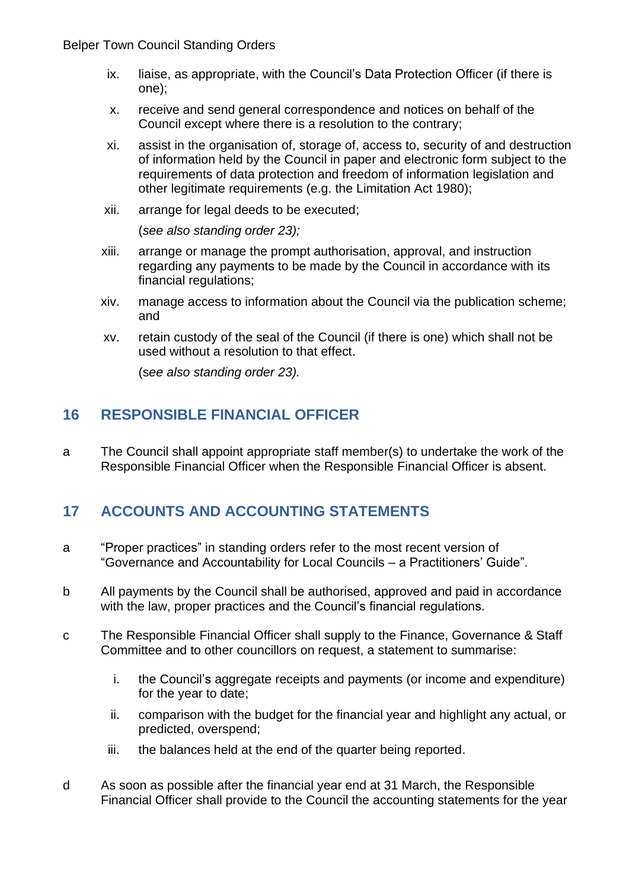ix. liaise, as appropriate, with the Council's Data Protection Officer (if there is one);

x. receive and send general correspondence and notices on behalf of the Council except where there is a resolution to the contrary;

xi. assist in the organisation of, storage of, access to, security of and destruction of information held by the Council in paper and electronic form subject to the requirements of data protection and freedom of information legislation and other legitimate requirements (e.g. the Limitation Act 1980);

xii. arrange for legal deeds to be executed;

(*see also standing order 23);*

xiii. arrange or manage the prompt authorisation, approval, and instruction regarding any payments to be made by the Council in accordance with its financial regulations;

xiv. manage access to information about the Council via the publication scheme; and

xv. retain custody of the seal of the Council (if there is one) which shall not be used without a resolution to that effect.

(*see also standing order 23).*

## 16 RESPONSIBLE FINANCIAL OFFICER

a The Council shall appoint appropriate staff member(s) to undertake the work of the Responsible Financial Officer when the Responsible Financial Officer is absent.

## 17 ACCOUNTS AND ACCOUNTING STATEMENTS

a "Proper practices" in standing orders refer to the most recent version of "Governance and Accountability for Local Councils – a Practitioners' Guide".

b All payments by the Council shall be authorised, approved and paid in accordance with the law, proper practices and the Council's financial regulations.

c The Responsible Financial Officer shall supply to the Finance, Governance & Staff Committee and to other councillors on request, a statement to summarise:

i. the Council's aggregate receipts and payments (or income and expenditure) for the year to date;

ii. comparison with the budget for the financial year and highlight any actual, or predicted, overspend;

iii. the balances held at the end of the quarter being reported.

d As soon as possible after the financial year end at 31 March, the Responsible Financial Officer shall provide to the Council the accounting statements for the year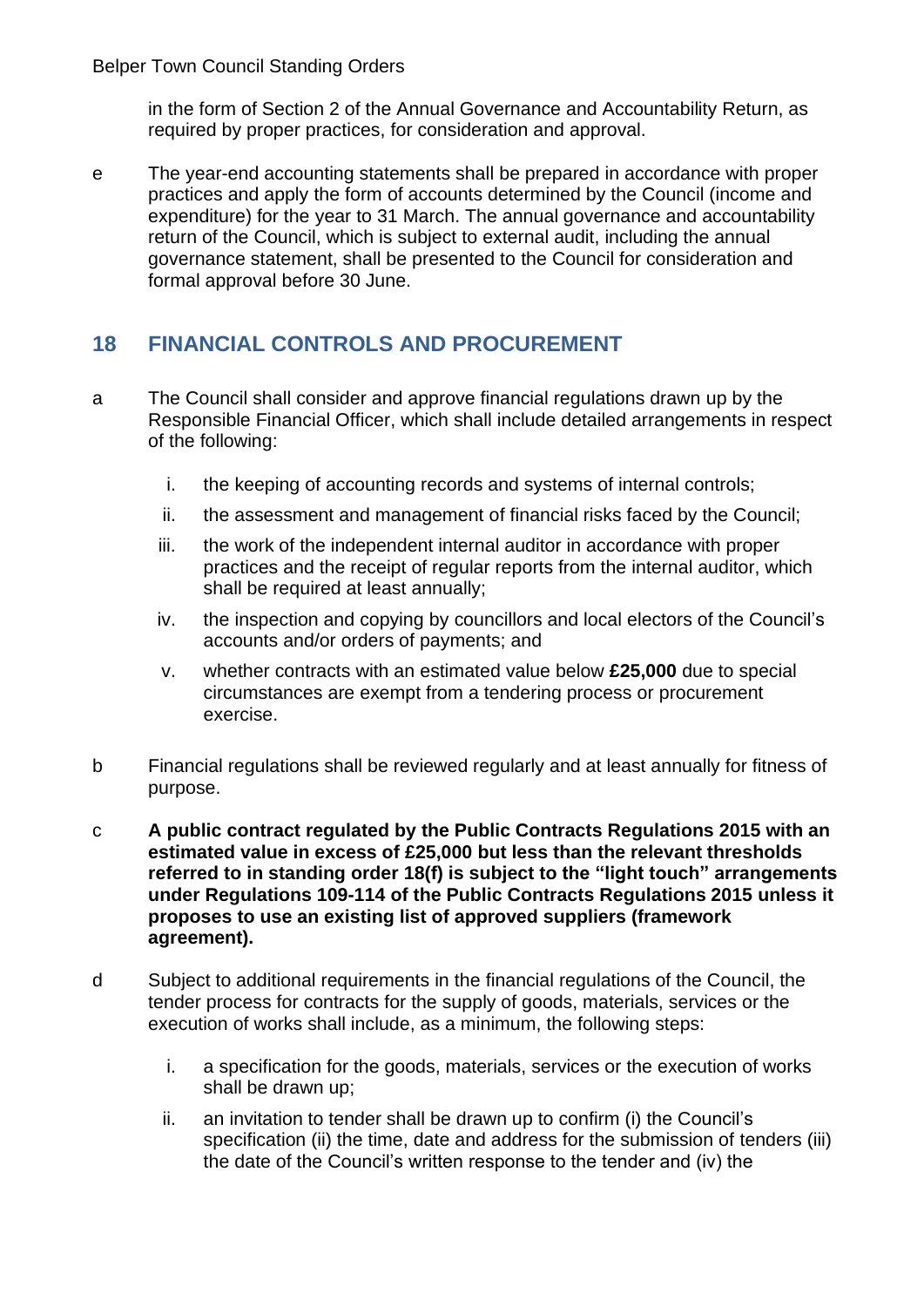in the form of Section 2 of the Annual Governance and Accountability Return, as required by proper practices, for consideration and approval.

e The year-end accounting statements shall be prepared in accordance with proper practices and apply the form of accounts determined by the Council (income and expenditure) for the year to 31 March. The annual governance and accountability return of the Council, which is subject to external audit, including the annual governance statement, shall be presented to the Council for consideration and formal approval before 30 June.

## 18 FINANCIAL CONTROLS AND PROCUREMENT

a The Council shall consider and approve financial regulations drawn up by the Responsible Financial Officer, which shall include detailed arrangements in respect of the following:

  i. the keeping of accounting records and systems of internal controls;

  ii. the assessment and management of financial risks faced by the Council;

  iii. the work of the independent internal auditor in accordance with proper practices and the receipt of regular reports from the internal auditor, which shall be required at least annually;

  iv. the inspection and copying by councillors and local electors of the Council's accounts and/or orders of payments; and

  v. whether contracts with an estimated value below **£25,000** due to special circumstances are exempt from a tendering process or procurement exercise.

b Financial regulations shall be reviewed regularly and at least annually for fitness of purpose.

c **A public contract regulated by the Public Contracts Regulations 2015 with an estimated value in excess of £25,000 but less than the relevant thresholds referred to in standing order 18(f) is subject to the "light touch" arrangements under Regulations 109-114 of the Public Contracts Regulations 2015 unless it proposes to use an existing list of approved suppliers (framework agreement).**

d Subject to additional requirements in the financial regulations of the Council, the tender process for contracts for the supply of goods, materials, services or the execution of works shall include, as a minimum, the following steps:

  i. a specification for the goods, materials, services or the execution of works shall be drawn up;

  ii. an invitation to tender shall be drawn up to confirm (i) the Council's specification (ii) the time, date and address for the submission of tenders (iii) the date of the Council's written response to the tender and (iv) the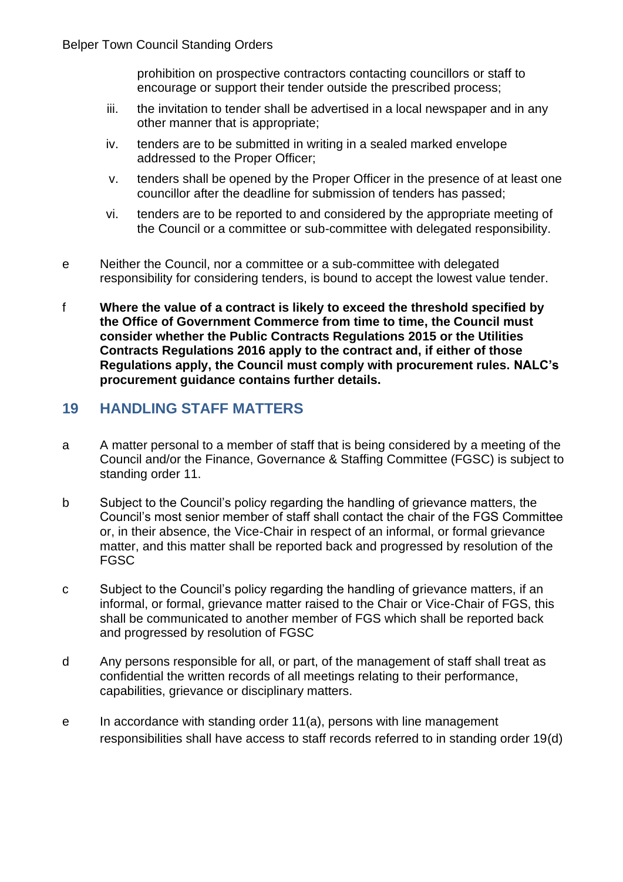prohibition on prospective contractors contacting councillors or staff to encourage or support their tender outside the prescribed process;

iii. the invitation to tender shall be advertised in a local newspaper and in any other manner that is appropriate;

iv. tenders are to be submitted in writing in a sealed marked envelope addressed to the Proper Officer;

v. tenders shall be opened by the Proper Officer in the presence of at least one councillor after the deadline for submission of tenders has passed;

vi. tenders are to be reported to and considered by the appropriate meeting of the Council or a committee or sub-committee with delegated responsibility.

e Neither the Council, nor a committee or a sub-committee with delegated responsibility for considering tenders, is bound to accept the lowest value tender.

f **Where the value of a contract is likely to exceed the threshold specified by the Office of Government Commerce from time to time, the Council must consider whether the Public Contracts Regulations 2015 or the Utilities Contracts Regulations 2016 apply to the contract and, if either of those Regulations apply, the Council must comply with procurement rules. NALC's procurement guidance contains further details.**

## 19 HANDLING STAFF MATTERS

a A matter personal to a member of staff that is being considered by a meeting of the Council and/or the Finance, Governance & Staffing Committee (FGSC) is subject to standing order 11.

b Subject to the Council's policy regarding the handling of grievance matters, the Council's most senior member of staff shall contact the chair of the FGS Committee or, in their absence, the Vice-Chair in respect of an informal, or formal grievance matter, and this matter shall be reported back and progressed by resolution of the FGSC

c Subject to the Council's policy regarding the handling of grievance matters, if an informal, or formal, grievance matter raised to the Chair or Vice-Chair of FGS, this shall be communicated to another member of FGS which shall be reported back and progressed by resolution of FGSC

d Any persons responsible for all, or part, of the management of staff shall treat as confidential the written records of all meetings relating to their performance, capabilities, grievance or disciplinary matters.

e In accordance with standing order 11(a), persons with line management responsibilities shall have access to staff records referred to in standing order 19(d)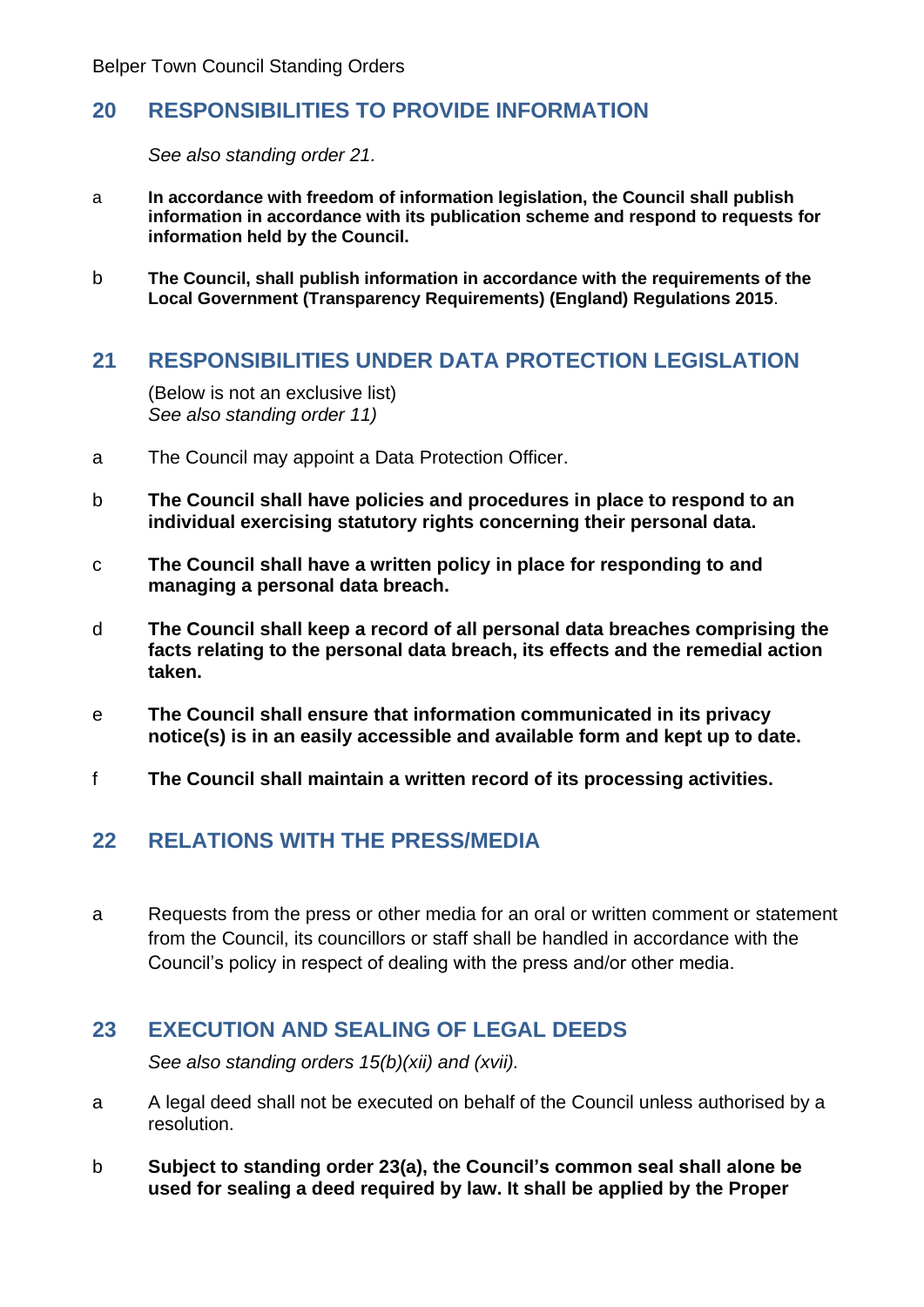## 20 RESPONSIBILITIES TO PROVIDE INFORMATION

*See also standing order 21.*

a **In accordance with freedom of information legislation, the Council shall publish information in accordance with its publication scheme and respond to requests for information held by the Council.**

b **The Council, shall publish information in accordance with the requirements of the Local Government (Transparency Requirements) (England) Regulations 2015**.

## 21 RESPONSIBILITIES UNDER DATA PROTECTION LEGISLATION

(Below is not an exclusive list)
*See also standing order 11)*

a The Council may appoint a Data Protection Officer.

b **The Council shall have policies and procedures in place to respond to an individual exercising statutory rights concerning their personal data.**

c **The Council shall have a written policy in place for responding to and managing a personal data breach.**

d **The Council shall keep a record of all personal data breaches comprising the facts relating to the personal data breach, its effects and the remedial action taken.**

e **The Council shall ensure that information communicated in its privacy notice(s) is in an easily accessible and available form and kept up to date.**

f **The Council shall maintain a written record of its processing activities.**

## 22 RELATIONS WITH THE PRESS/MEDIA

a Requests from the press or other media for an oral or written comment or statement from the Council, its councillors or staff shall be handled in accordance with the Council's policy in respect of dealing with the press and/or other media.

## 23 EXECUTION AND SEALING OF LEGAL DEEDS

*See also standing orders 15(b)(xii) and (xvii).*

a A legal deed shall not be executed on behalf of the Council unless authorised by a resolution.

b **Subject to standing order 23(a), the Council's common seal shall alone be used for sealing a deed required by law. It shall be applied by the Proper**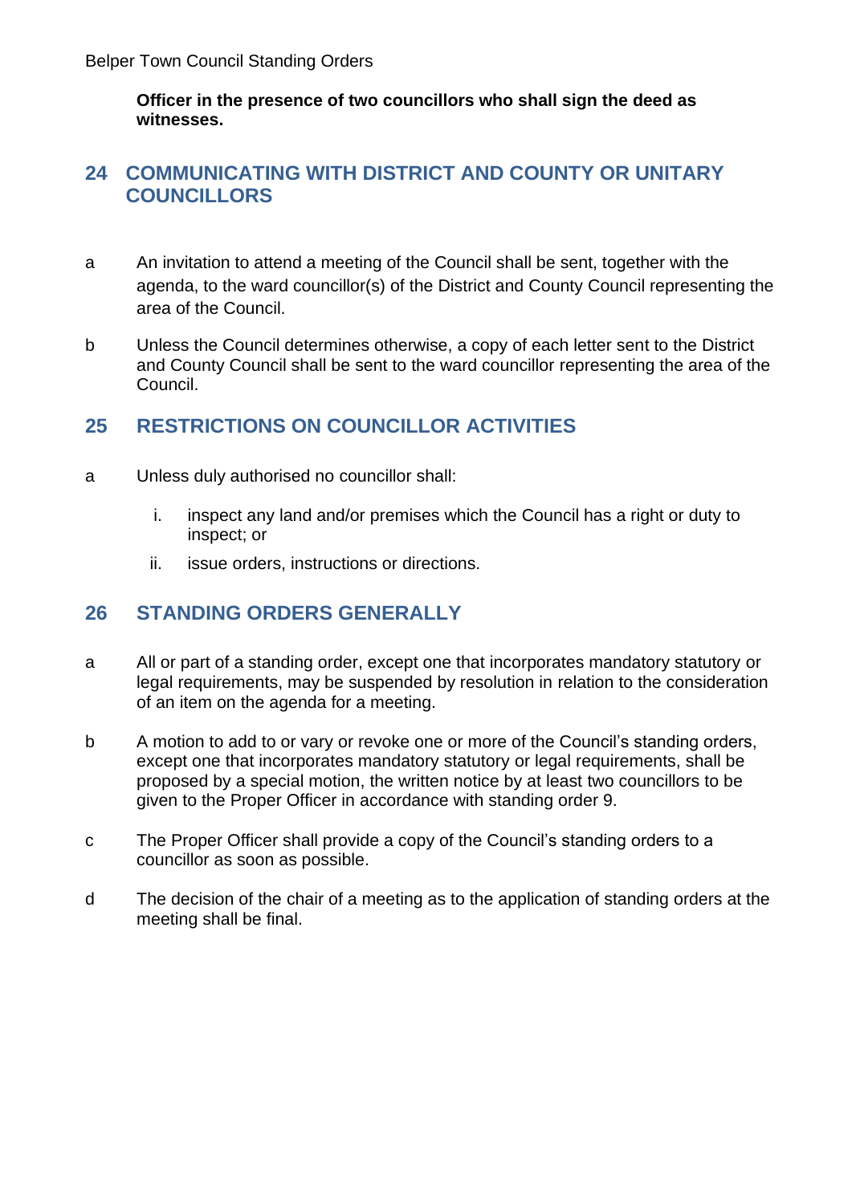**Officer in the presence of two councillors who shall sign the deed as witnesses.**

## 24 COMMUNICATING WITH DISTRICT AND COUNTY OR UNITARY COUNCILLORS

a An invitation to attend a meeting of the Council shall be sent, together with the agenda, to the ward councillor(s) of the District and County Council representing the area of the Council.

b Unless the Council determines otherwise, a copy of each letter sent to the District and County Council shall be sent to the ward councillor representing the area of the Council.

## 25 RESTRICTIONS ON COUNCILLOR ACTIVITIES

a Unless duly authorised no councillor shall:

   i. inspect any land and/or premises which the Council has a right or duty to inspect; or

   ii. issue orders, instructions or directions.

## 26 STANDING ORDERS GENERALLY

a All or part of a standing order, except one that incorporates mandatory statutory or legal requirements, may be suspended by resolution in relation to the consideration of an item on the agenda for a meeting.

b A motion to add to or vary or revoke one or more of the Council's standing orders, except one that incorporates mandatory statutory or legal requirements, shall be proposed by a special motion, the written notice by at least two councillors to be given to the Proper Officer in accordance with standing order 9.

c The Proper Officer shall provide a copy of the Council's standing orders to a councillor as soon as possible.

d The decision of the chair of a meeting as to the application of standing orders at the meeting shall be final.